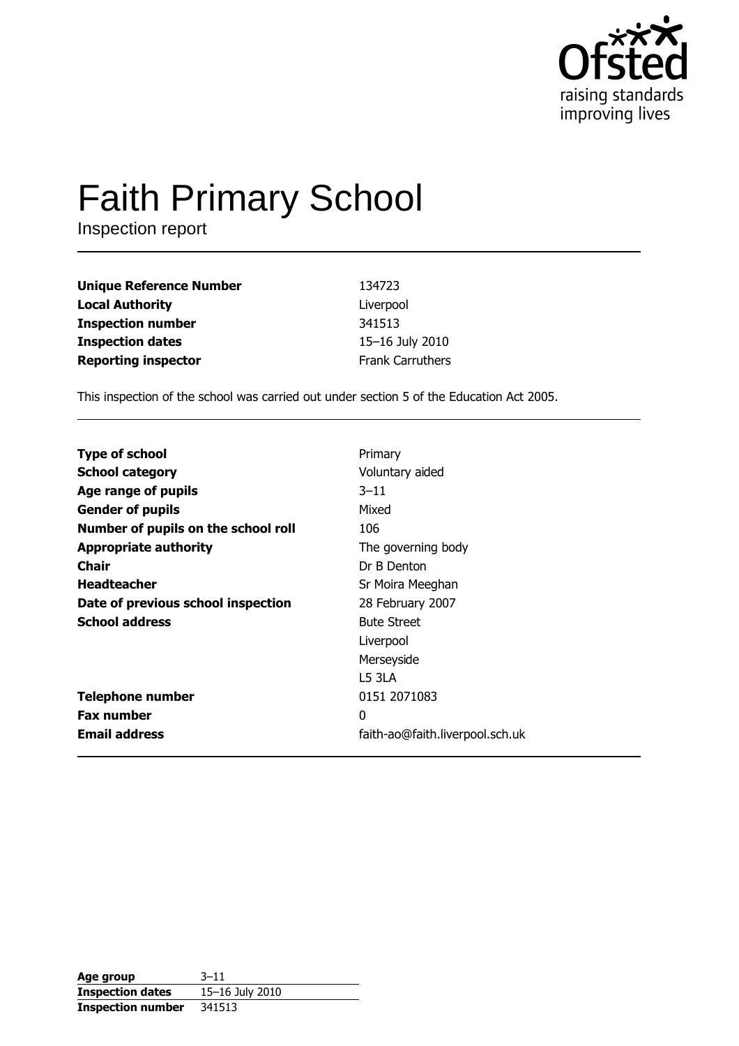# Faith Primary School

Inspection report

| | |
|---|---|
| **Unique Reference Number** | 134723 |
| **Local Authority** | Liverpool |
| **Inspection number** | 341513 |
| **Inspection dates** | 15–16 July 2010 |
| **Reporting inspector** | Frank Carruthers |

This inspection of the school was carried out under section 5 of the Education Act 2005.

| | |
|---|---|
| **Type of school** | Primary |
| **School category** | Voluntary aided |
| **Age range of pupils** | 3–11 |
| **Gender of pupils** | Mixed |
| **Number of pupils on the school roll** | 106 |
| **Appropriate authority** | The governing body |
| **Chair** | Dr B Denton |
| **Headteacher** | Sr Moira Meeghan |
| **Date of previous school inspection** | 28 February 2007 |
| **School address** | Bute Street<br>Liverpool<br>Merseyside<br>L5 3LA |
| **Telephone number** | 0151 2071083 |
| **Fax number** | 0 |
| **Email address** | faith-ao@faith.liverpool.sch.uk |

| | |
|---|---|
| **Age group** | 3–11 |
| **Inspection dates** | 15–16 July 2010 |
| **Inspection number** | 341513 |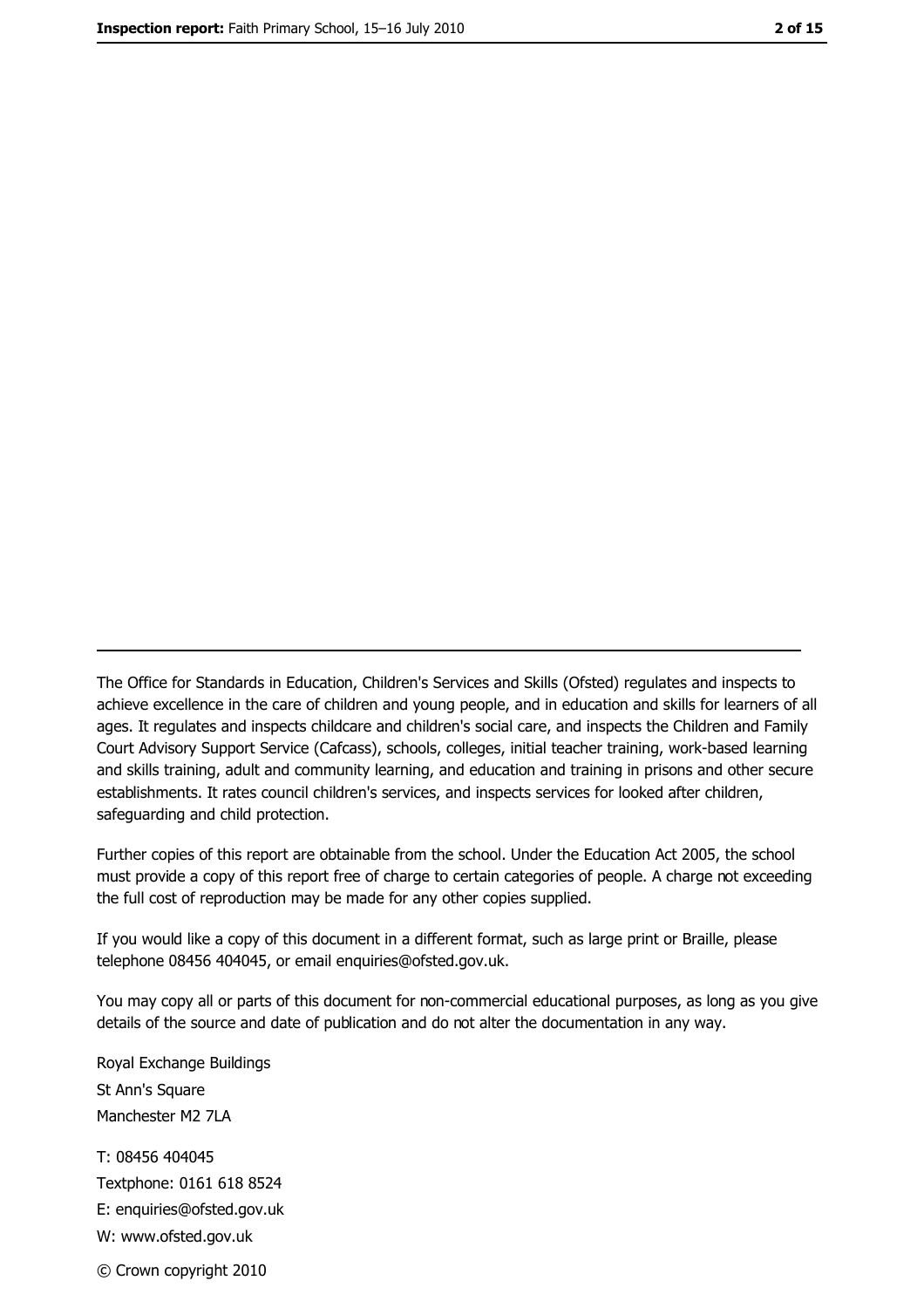---

The Office for Standards in Education, Children's Services and Skills (Ofsted) regulates and inspects to achieve excellence in the care of children and young people, and in education and skills for learners of all ages. It regulates and inspects childcare and children's social care, and inspects the Children and Family Court Advisory Support Service (Cafcass), schools, colleges, initial teacher training, work-based learning and skills training, adult and community learning, and education and training in prisons and other secure establishments. It rates council children's services, and inspects services for looked after children, safeguarding and child protection.

Further copies of this report are obtainable from the school. Under the Education Act 2005, the school must provide a copy of this report free of charge to certain categories of people. A charge not exceeding the full cost of reproduction may be made for any other copies supplied.

If you would like a copy of this document in a different format, such as large print or Braille, please telephone 08456 404045, or email enquiries@ofsted.gov.uk.

You may copy all or parts of this document for non-commercial educational purposes, as long as you give details of the source and date of publication and do not alter the documentation in any way.

Royal Exchange Buildings
St Ann's Square
Manchester M2 7LA

T: 08456 404045
Textphone: 0161 618 8524
E: enquiries@ofsted.gov.uk
W: www.ofsted.gov.uk

© Crown copyright 2010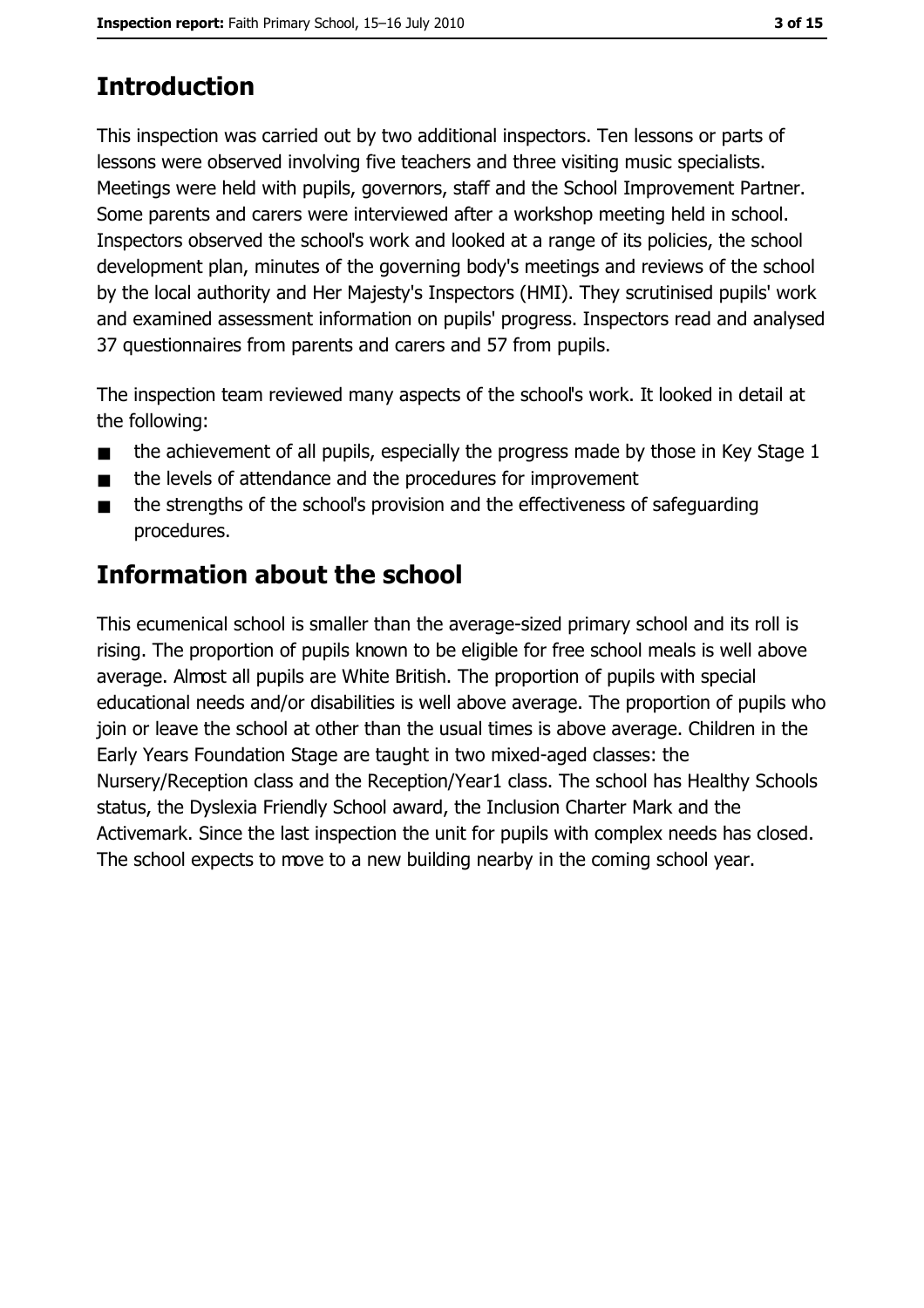## Introduction

This inspection was carried out by two additional inspectors. Ten lessons or parts of lessons were observed involving five teachers and three visiting music specialists. Meetings were held with pupils, governors, staff and the School Improvement Partner. Some parents and carers were interviewed after a workshop meeting held in school. Inspectors observed the school's work and looked at a range of its policies, the school development plan, minutes of the governing body's meetings and reviews of the school by the local authority and Her Majesty's Inspectors (HMI). They scrutinised pupils' work and examined assessment information on pupils' progress. Inspectors read and analysed 37 questionnaires from parents and carers and 57 from pupils.

The inspection team reviewed many aspects of the school's work. It looked in detail at the following:

- the achievement of all pupils, especially the progress made by those in Key Stage 1
- the levels of attendance and the procedures for improvement
- the strengths of the school's provision and the effectiveness of safeguarding procedures.

## Information about the school

This ecumenical school is smaller than the average-sized primary school and its roll is rising. The proportion of pupils known to be eligible for free school meals is well above average. Almost all pupils are White British. The proportion of pupils with special educational needs and/or disabilities is well above average. The proportion of pupils who join or leave the school at other than the usual times is above average. Children in the Early Years Foundation Stage are taught in two mixed-aged classes: the Nursery/Reception class and the Reception/Year1 class. The school has Healthy Schools status, the Dyslexia Friendly School award, the Inclusion Charter Mark and the Activemark. Since the last inspection the unit for pupils with complex needs has closed. The school expects to move to a new building nearby in the coming school year.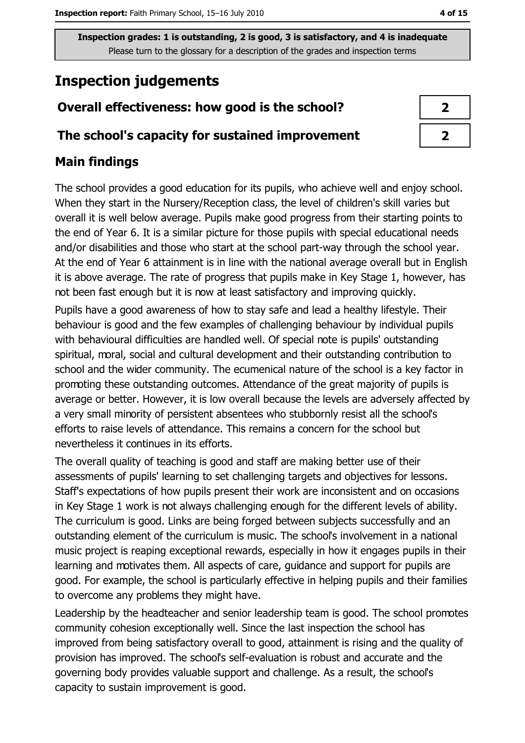Inspection grades: 1 is outstanding, 2 is good, 3 is satisfactory, and 4 is inadequate
Please turn to the glossary for a description of the grades and inspection terms

# Inspection judgements

| | |
|---|---|
| **Overall effectiveness: how good is the school?** | **2** |
| **The school's capacity for sustained improvement** | **2** |

## Main findings

The school provides a good education for its pupils, who achieve well and enjoy school. When they start in the Nursery/Reception class, the level of children's skill varies but overall it is well below average. Pupils make good progress from their starting points to the end of Year 6. It is a similar picture for those pupils with special educational needs and/or disabilities and those who start at the school part-way through the school year. At the end of Year 6 attainment is in line with the national average overall but in English it is above average. The rate of progress that pupils make in Key Stage 1, however, has not been fast enough but it is now at least satisfactory and improving quickly.

Pupils have a good awareness of how to stay safe and lead a healthy lifestyle. Their behaviour is good and the few examples of challenging behaviour by individual pupils with behavioural difficulties are handled well. Of special note is pupils' outstanding spiritual, moral, social and cultural development and their outstanding contribution to school and the wider community. The ecumenical nature of the school is a key factor in promoting these outstanding outcomes. Attendance of the great majority of pupils is average or better. However, it is low overall because the levels are adversely affected by a very small minority of persistent absentees who stubbornly resist all the school's efforts to raise levels of attendance. This remains a concern for the school but nevertheless it continues in its efforts.

The overall quality of teaching is good and staff are making better use of their assessments of pupils' learning to set challenging targets and objectives for lessons. Staff's expectations of how pupils present their work are inconsistent and on occasions in Key Stage 1 work is not always challenging enough for the different levels of ability. The curriculum is good. Links are being forged between subjects successfully and an outstanding element of the curriculum is music. The school's involvement in a national music project is reaping exceptional rewards, especially in how it engages pupils in their learning and motivates them. All aspects of care, guidance and support for pupils are good. For example, the school is particularly effective in helping pupils and their families to overcome any problems they might have.

Leadership by the headteacher and senior leadership team is good. The school promotes community cohesion exceptionally well. Since the last inspection the school has improved from being satisfactory overall to good, attainment is rising and the quality of provision has improved. The school's self-evaluation is robust and accurate and the governing body provides valuable support and challenge. As a result, the school's capacity to sustain improvement is good.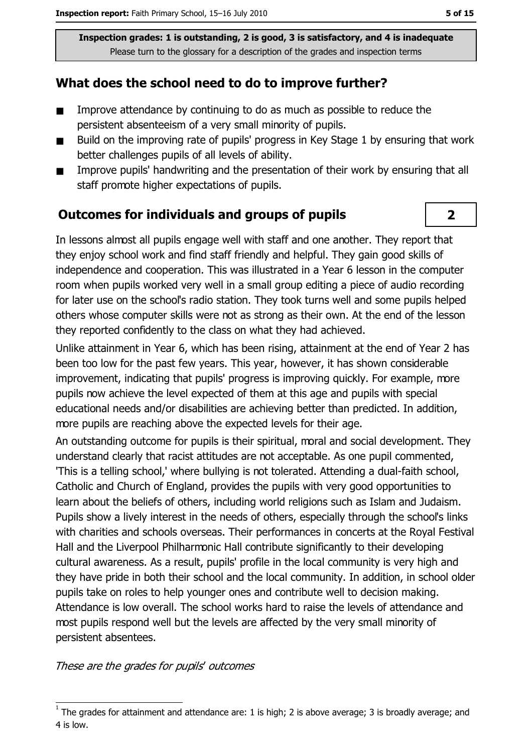Inspection grades: 1 is outstanding, 2 is good, 3 is satisfactory, and 4 is inadequate
Please turn to the glossary for a description of the grades and inspection terms

## What does the school need to do to improve further?

- Improve attendance by continuing to do as much as possible to reduce the persistent absenteeism of a very small minority of pupils.
- Build on the improving rate of pupils' progress in Key Stage 1 by ensuring that work better challenges pupils of all levels of ability.
- Improve pupils' handwriting and the presentation of their work by ensuring that all staff promote higher expectations of pupils.

## Outcomes for individuals and groups of pupils — 2

In lessons almost all pupils engage well with staff and one another. They report that they enjoy school work and find staff friendly and helpful. They gain good skills of independence and cooperation. This was illustrated in a Year 6 lesson in the computer room when pupils worked very well in a small group editing a piece of audio recording for later use on the school's radio station. They took turns well and some pupils helped others whose computer skills were not as strong as their own. At the end of the lesson they reported confidently to the class on what they had achieved.

Unlike attainment in Year 6, which has been rising, attainment at the end of Year 2 has been too low for the past few years. This year, however, it has shown considerable improvement, indicating that pupils' progress is improving quickly. For example, more pupils now achieve the level expected of them at this age and pupils with special educational needs and/or disabilities are achieving better than predicted. In addition, more pupils are reaching above the expected levels for their age.

An outstanding outcome for pupils is their spiritual, moral and social development. They understand clearly that racist attitudes are not acceptable. As one pupil commented, 'This is a telling school,' where bullying is not tolerated. Attending a dual-faith school, Catholic and Church of England, provides the pupils with very good opportunities to learn about the beliefs of others, including world religions such as Islam and Judaism. Pupils show a lively interest in the needs of others, especially through the school's links with charities and schools overseas. Their performances in concerts at the Royal Festival Hall and the Liverpool Philharmonic Hall contribute significantly to their developing cultural awareness. As a result, pupils' profile in the local community is very high and they have pride in both their school and the local community. In addition, in school older pupils take on roles to help younger ones and contribute well to decision making. Attendance is low overall. The school works hard to raise the levels of attendance and most pupils respond well but the levels are affected by the very small minority of persistent absentees.

*These are the grades for pupils' outcomes*

[1] The grades for attainment and attendance are: 1 is high; 2 is above average; 3 is broadly average; and 4 is low.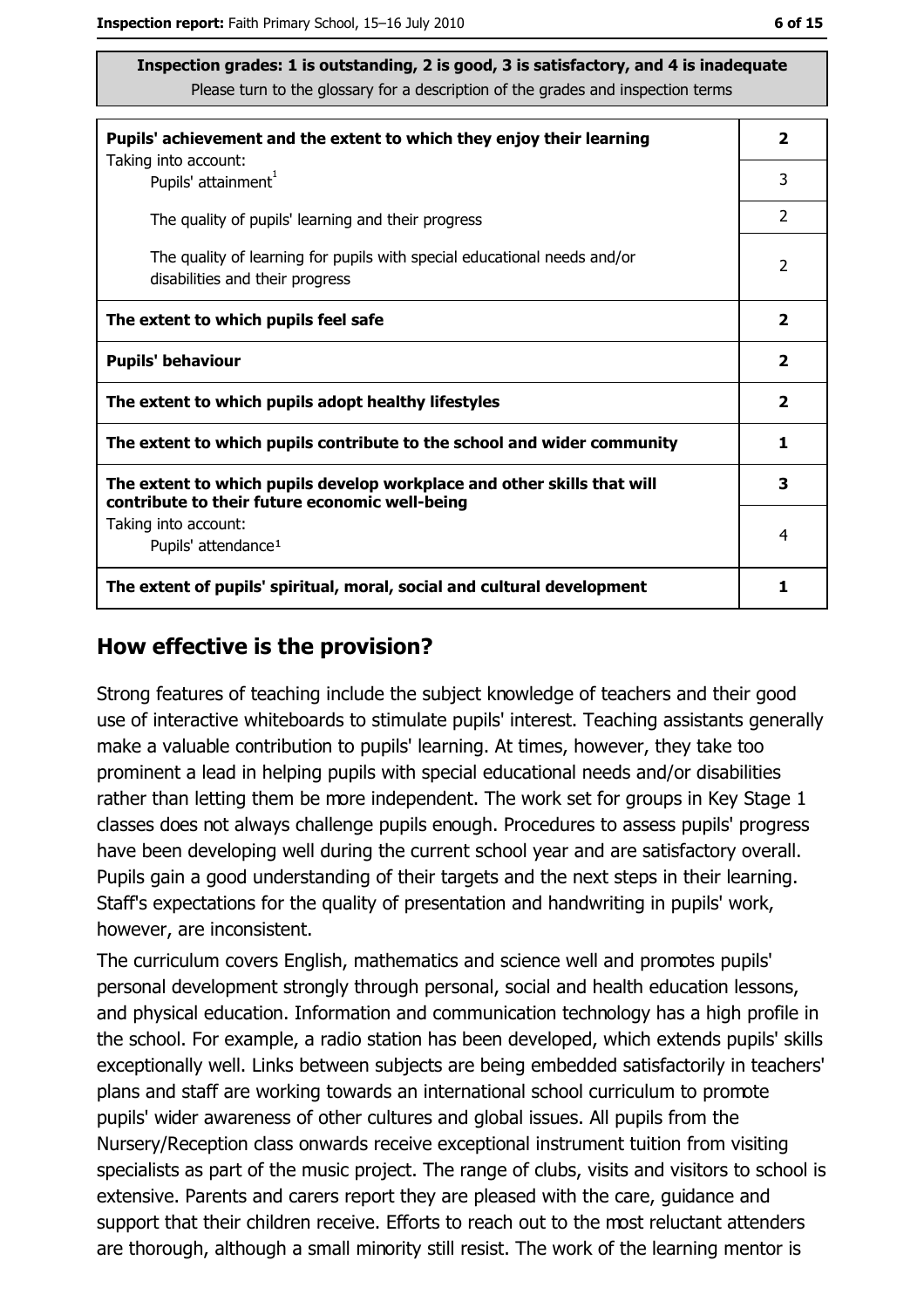**Inspection grades: 1 is outstanding, 2 is good, 3 is satisfactory, and 4 is inadequate**
Please turn to the glossary for a description of the grades and inspection terms

| | |
|---|---|
| **Pupils' achievement and the extent to which they enjoy their learning** | **2** |
| Taking into account: Pupils' attainment[1] | 3 |
| The quality of pupils' learning and their progress | 2 |
| The quality of learning for pupils with special educational needs and/or disabilities and their progress | 2 |
| **The extent to which pupils feel safe** | **2** |
| **Pupils' behaviour** | **2** |
| **The extent to which pupils adopt healthy lifestyles** | **2** |
| **The extent to which pupils contribute to the school and wider community** | **1** |
| **The extent to which pupils develop workplace and other skills that will contribute to their future economic well-being** | **3** |
| Taking into account: Pupils' attendance[1] | 4 |
| **The extent of pupils' spiritual, moral, social and cultural development** | **1** |

## How effective is the provision?

Strong features of teaching include the subject knowledge of teachers and their good use of interactive whiteboards to stimulate pupils' interest. Teaching assistants generally make a valuable contribution to pupils' learning. At times, however, they take too prominent a lead in helping pupils with special educational needs and/or disabilities rather than letting them be more independent. The work set for groups in Key Stage 1 classes does not always challenge pupils enough. Procedures to assess pupils' progress have been developing well during the current school year and are satisfactory overall. Pupils gain a good understanding of their targets and the next steps in their learning. Staff's expectations for the quality of presentation and handwriting in pupils' work, however, are inconsistent.

The curriculum covers English, mathematics and science well and promotes pupils' personal development strongly through personal, social and health education lessons, and physical education. Information and communication technology has a high profile in the school. For example, a radio station has been developed, which extends pupils' skills exceptionally well. Links between subjects are being embedded satisfactorily in teachers' plans and staff are working towards an international school curriculum to promote pupils' wider awareness of other cultures and global issues. All pupils from the Nursery/Reception class onwards receive exceptional instrument tuition from visiting specialists as part of the music project. The range of clubs, visits and visitors to school is extensive. Parents and carers report they are pleased with the care, guidance and support that their children receive. Efforts to reach out to the most reluctant attenders are thorough, although a small minority still resist. The work of the learning mentor is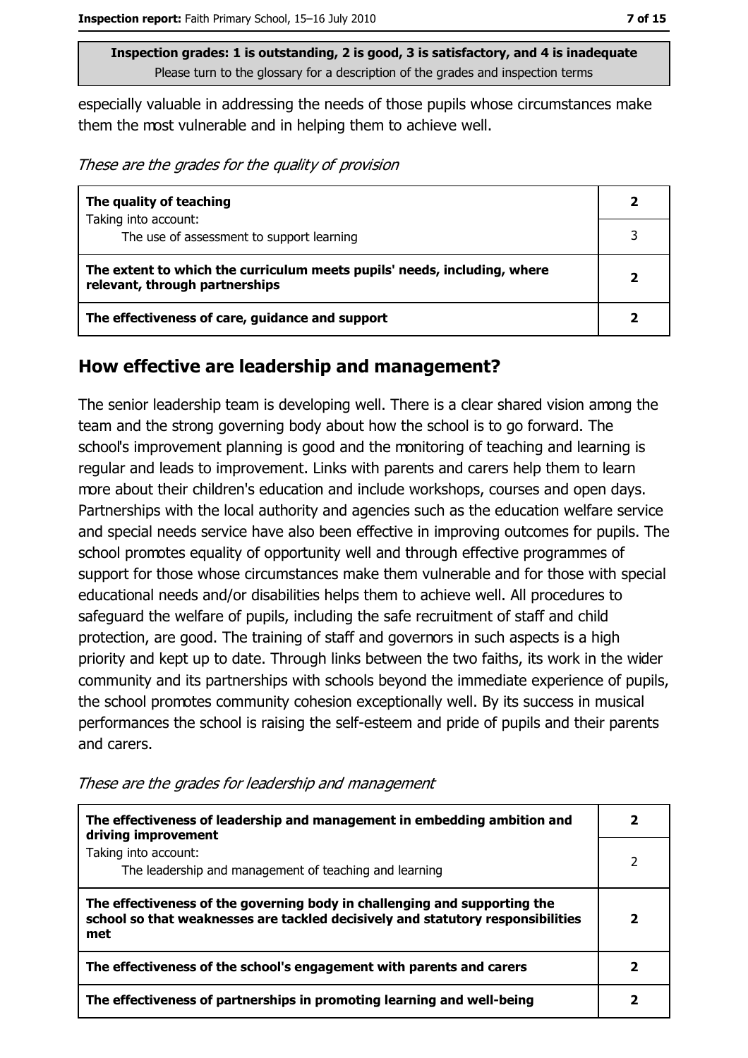**Inspection grades: 1 is outstanding, 2 is good, 3 is satisfactory, and 4 is inadequate**
Please turn to the glossary for a description of the grades and inspection terms

especially valuable in addressing the needs of those pupils whose circumstances make them the most vulnerable and in helping them to achieve well.

*These are the grades for the quality of provision*

| | |
|---|---|
| **The quality of teaching** | **2** |
| Taking into account: The use of assessment to support learning | 3 |
| **The extent to which the curriculum meets pupils' needs, including, where relevant, through partnerships** | **2** |
| **The effectiveness of care, guidance and support** | **2** |

## How effective are leadership and management?

The senior leadership team is developing well. There is a clear shared vision among the team and the strong governing body about how the school is to go forward. The school's improvement planning is good and the monitoring of teaching and learning is regular and leads to improvement. Links with parents and carers help them to learn more about their children's education and include workshops, courses and open days. Partnerships with the local authority and agencies such as the education welfare service and special needs service have also been effective in improving outcomes for pupils. The school promotes equality of opportunity well and through effective programmes of support for those whose circumstances make them vulnerable and for those with special educational needs and/or disabilities helps them to achieve well. All procedures to safeguard the welfare of pupils, including the safe recruitment of staff and child protection, are good. The training of staff and governors in such aspects is a high priority and kept up to date. Through links between the two faiths, its work in the wider community and its partnerships with schools beyond the immediate experience of pupils, the school promotes community cohesion exceptionally well. By its success in musical performances the school is raising the self-esteem and pride of pupils and their parents and carers.

*These are the grades for leadership and management*

| | |
|---|---|
| **The effectiveness of leadership and management in embedding ambition and driving improvement** | **2** |
| Taking into account: The leadership and management of teaching and learning | 2 |
| **The effectiveness of the governing body in challenging and supporting the school so that weaknesses are tackled decisively and statutory responsibilities met** | **2** |
| **The effectiveness of the school's engagement with parents and carers** | **2** |
| **The effectiveness of partnerships in promoting learning and well-being** | **2** |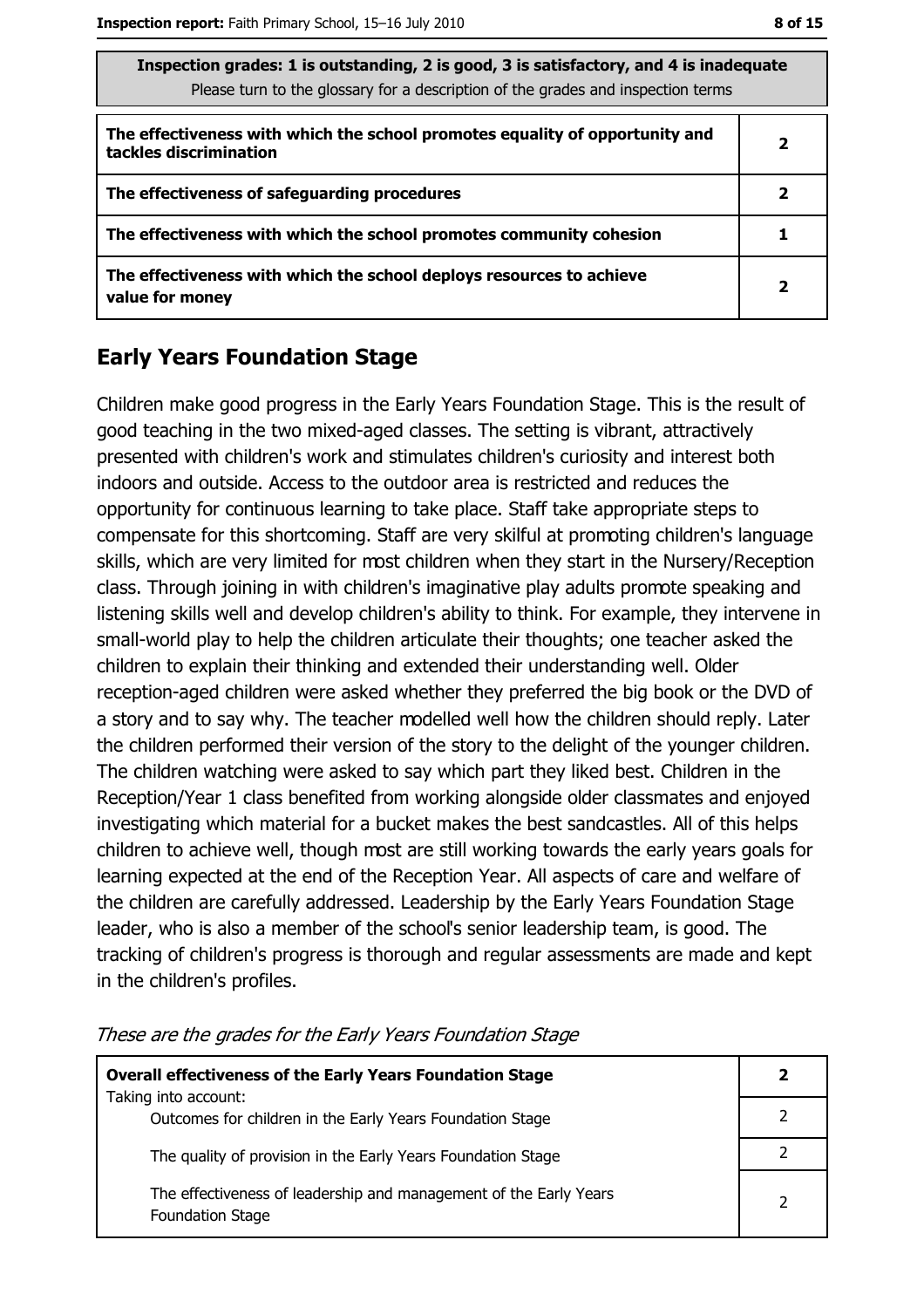| Inspection grades: 1 is outstanding, 2 is good, 3 is satisfactory, and 4 is inadequate<br>Please turn to the glossary for a description of the grades and inspection terms | |
|---|---|
| **The effectiveness with which the school promotes equality of opportunity and tackles discrimination** | **2** |
| **The effectiveness of safeguarding procedures** | **2** |
| **The effectiveness with which the school promotes community cohesion** | **1** |
| **The effectiveness with which the school deploys resources to achieve value for money** | **2** |

## Early Years Foundation Stage

Children make good progress in the Early Years Foundation Stage. This is the result of good teaching in the two mixed-aged classes. The setting is vibrant, attractively presented with children's work and stimulates children's curiosity and interest both indoors and outside. Access to the outdoor area is restricted and reduces the opportunity for continuous learning to take place. Staff take appropriate steps to compensate for this shortcoming. Staff are very skilful at promoting children's language skills, which are very limited for most children when they start in the Nursery/Reception class. Through joining in with children's imaginative play adults promote speaking and listening skills well and develop children's ability to think. For example, they intervene in small-world play to help the children articulate their thoughts; one teacher asked the children to explain their thinking and extended their understanding well. Older reception-aged children were asked whether they preferred the big book or the DVD of a story and to say why. The teacher modelled well how the children should reply. Later the children performed their version of the story to the delight of the younger children. The children watching were asked to say which part they liked best. Children in the Reception/Year 1 class benefited from working alongside older classmates and enjoyed investigating which material for a bucket makes the best sandcastles. All of this helps children to achieve well, though most are still working towards the early years goals for learning expected at the end of the Reception Year. All aspects of care and welfare of the children are carefully addressed. Leadership by the Early Years Foundation Stage leader, who is also a member of the school's senior leadership team, is good. The tracking of children's progress is thorough and regular assessments are made and kept in the children's profiles.

*These are the grades for the Early Years Foundation Stage*

| **Overall effectiveness of the Early Years Foundation Stage**<br>Taking into account: | **2** |
|---|---|
| Outcomes for children in the Early Years Foundation Stage | 2 |
| The quality of provision in the Early Years Foundation Stage | 2 |
| The effectiveness of leadership and management of the Early Years Foundation Stage | 2 |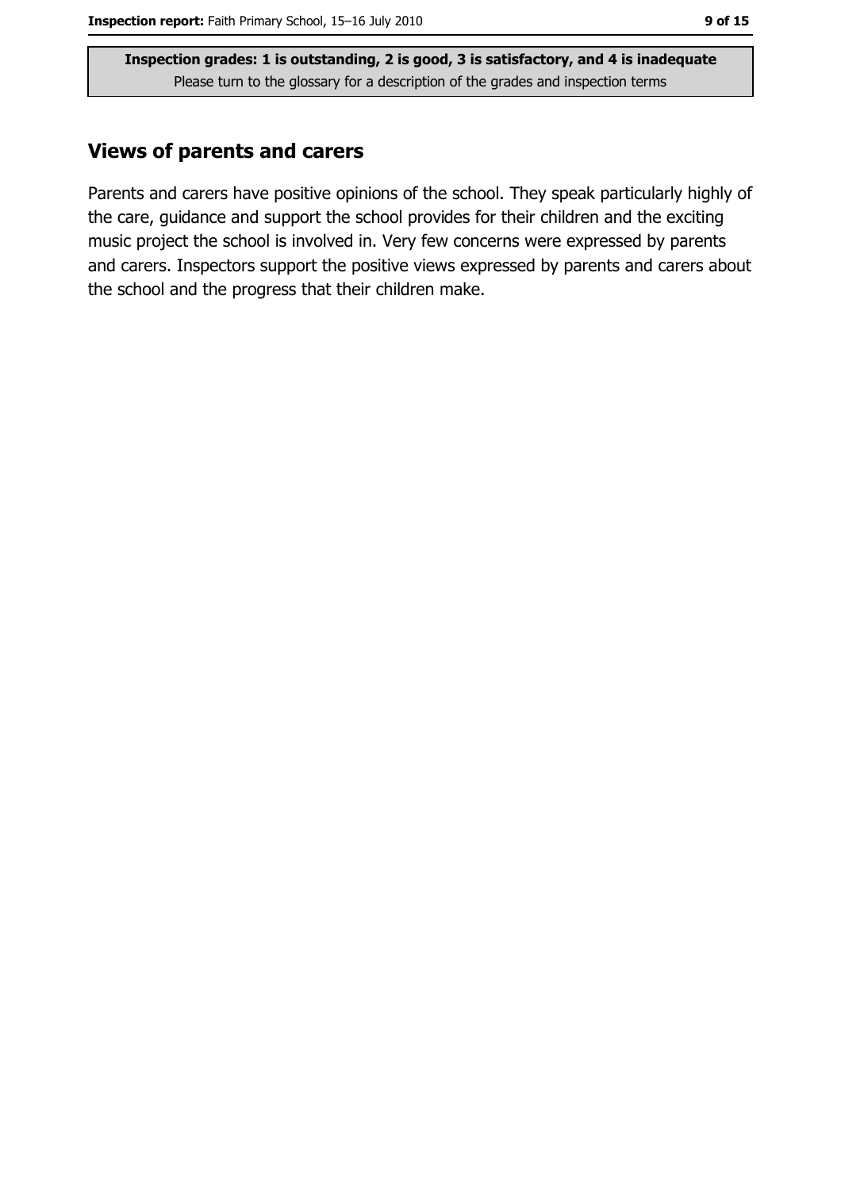**Inspection grades: 1 is outstanding, 2 is good, 3 is satisfactory, and 4 is inadequate**
Please turn to the glossary for a description of the grades and inspection terms

## Views of parents and carers

Parents and carers have positive opinions of the school. They speak particularly highly of the care, guidance and support the school provides for their children and the exciting music project the school is involved in. Very few concerns were expressed by parents and carers. Inspectors support the positive views expressed by parents and carers about the school and the progress that their children make.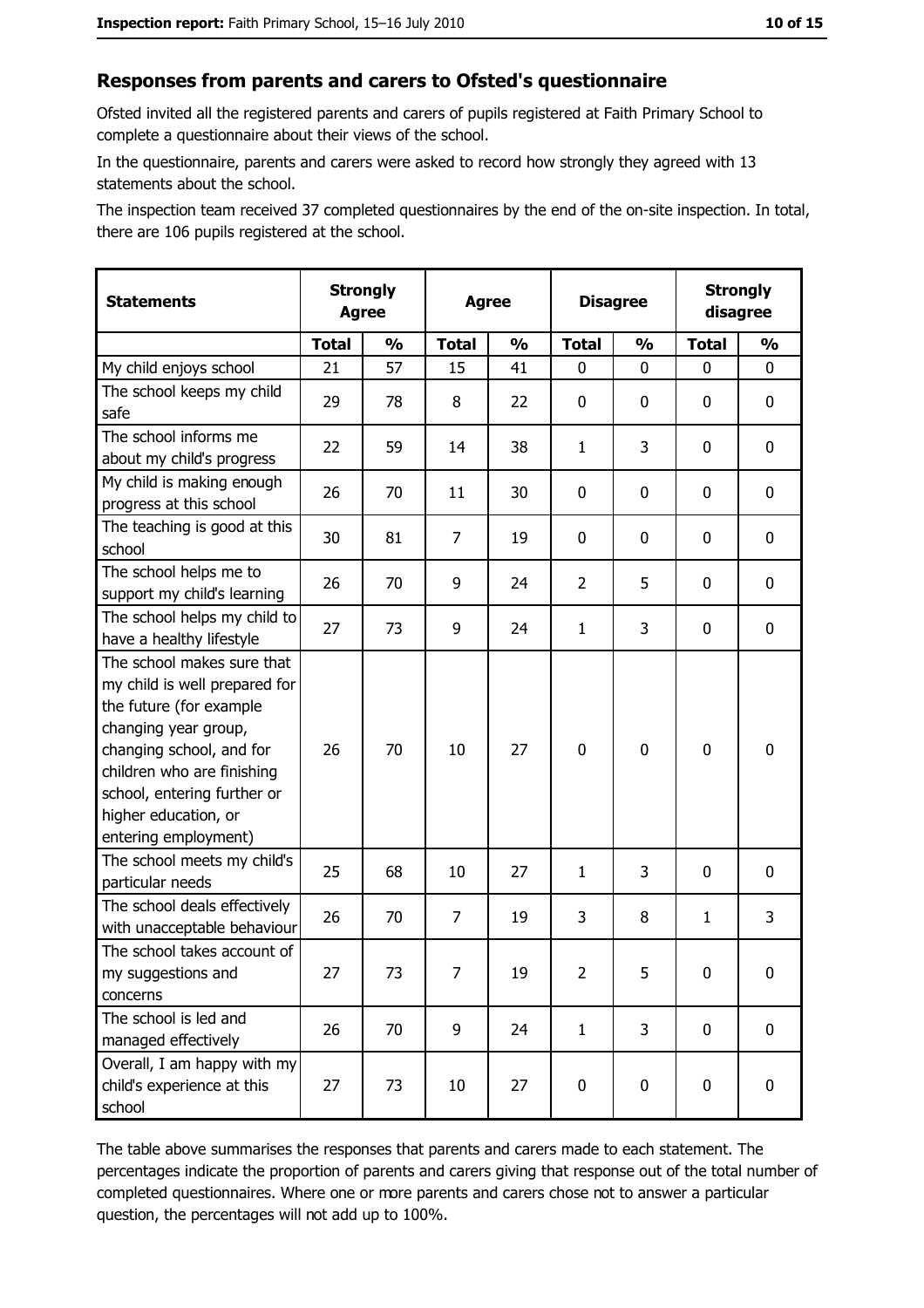## Responses from parents and carers to Ofsted's questionnaire

Ofsted invited all the registered parents and carers of pupils registered at Faith Primary School to complete a questionnaire about their views of the school.

In the questionnaire, parents and carers were asked to record how strongly they agreed with 13 statements about the school.

The inspection team received 37 completed questionnaires by the end of the on-site inspection. In total, there are 106 pupils registered at the school.

| Statements | Strongly Agree | | Agree | | Disagree | | Strongly disagree | |
|---|---|---|---|---|---|---|---|---|
| | Total | % | Total | % | Total | % | Total | % |
| My child enjoys school | 21 | 57 | 15 | 41 | 0 | 0 | 0 | 0 |
| The school keeps my child safe | 29 | 78 | 8 | 22 | 0 | 0 | 0 | 0 |
| The school informs me about my child's progress | 22 | 59 | 14 | 38 | 1 | 3 | 0 | 0 |
| My child is making enough progress at this school | 26 | 70 | 11 | 30 | 0 | 0 | 0 | 0 |
| The teaching is good at this school | 30 | 81 | 7 | 19 | 0 | 0 | 0 | 0 |
| The school helps me to support my child's learning | 26 | 70 | 9 | 24 | 2 | 5 | 0 | 0 |
| The school helps my child to have a healthy lifestyle | 27 | 73 | 9 | 24 | 1 | 3 | 0 | 0 |
| The school makes sure that my child is well prepared for the future (for example changing year group, changing school, and for children who are finishing school, entering further or higher education, or entering employment) | 26 | 70 | 10 | 27 | 0 | 0 | 0 | 0 |
| The school meets my child's particular needs | 25 | 68 | 10 | 27 | 1 | 3 | 0 | 0 |
| The school deals effectively with unacceptable behaviour | 26 | 70 | 7 | 19 | 3 | 8 | 1 | 3 |
| The school takes account of my suggestions and concerns | 27 | 73 | 7 | 19 | 2 | 5 | 0 | 0 |
| The school is led and managed effectively | 26 | 70 | 9 | 24 | 1 | 3 | 0 | 0 |
| Overall, I am happy with my child's experience at this school | 27 | 73 | 10 | 27 | 0 | 0 | 0 | 0 |

The table above summarises the responses that parents and carers made to each statement. The percentages indicate the proportion of parents and carers giving that response out of the total number of completed questionnaires. Where one or more parents and carers chose not to answer a particular question, the percentages will not add up to 100%.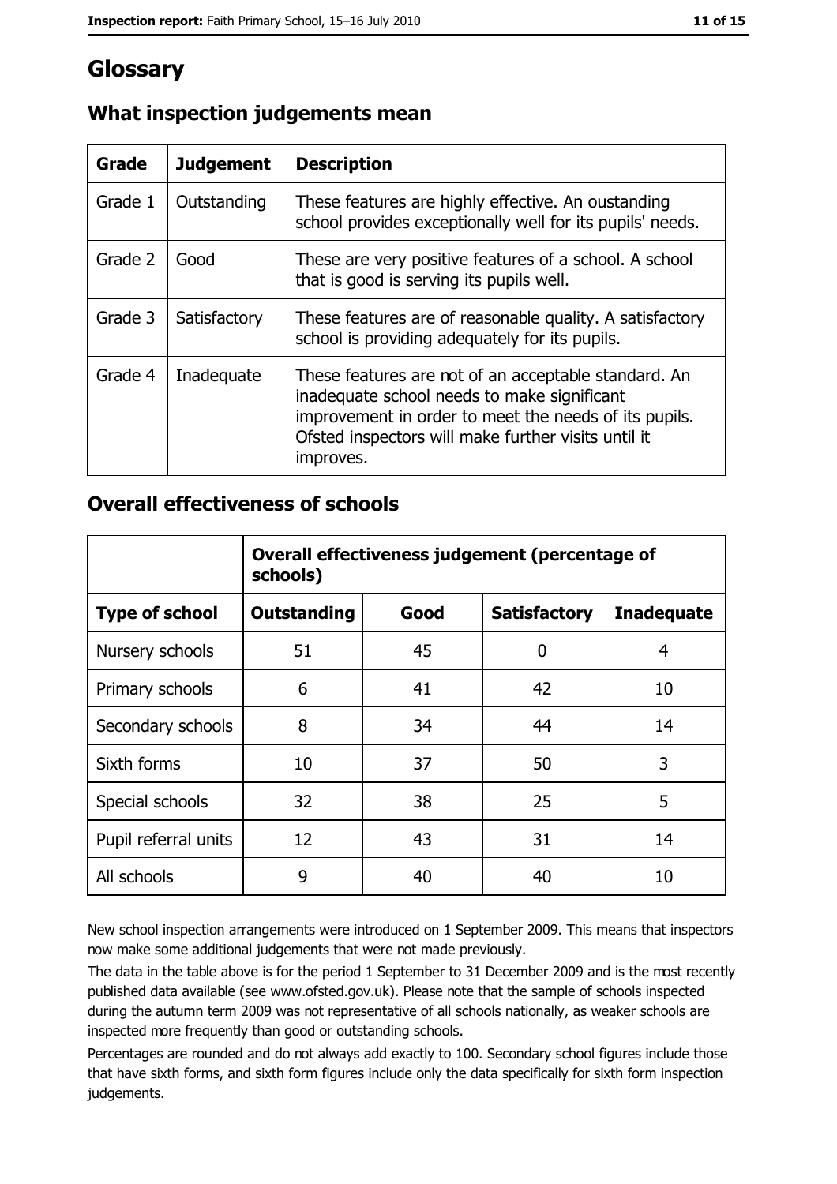# Glossary

## What inspection judgements mean

| Grade | Judgement | Description |
| --- | --- | --- |
| Grade 1 | Outstanding | These features are highly effective. An oustanding school provides exceptionally well for its pupils' needs. |
| Grade 2 | Good | These are very positive features of a school. A school that is good is serving its pupils well. |
| Grade 3 | Satisfactory | These features are of reasonable quality. A satisfactory school is providing adequately for its pupils. |
| Grade 4 | Inadequate | These features are not of an acceptable standard. An inadequate school needs to make significant improvement in order to meet the needs of its pupils. Ofsted inspectors will make further visits until it improves. |

## Overall effectiveness of schools

| | Overall effectiveness judgement (percentage of schools) | | | |
| --- | --- | --- | --- | --- |
| **Type of school** | **Outstanding** | **Good** | **Satisfactory** | **Inadequate** |
| Nursery schools | 51 | 45 | 0 | 4 |
| Primary schools | 6 | 41 | 42 | 10 |
| Secondary schools | 8 | 34 | 44 | 14 |
| Sixth forms | 10 | 37 | 50 | 3 |
| Special schools | 32 | 38 | 25 | 5 |
| Pupil referral units | 12 | 43 | 31 | 14 |
| All schools | 9 | 40 | 40 | 10 |

New school inspection arrangements were introduced on 1 September 2009. This means that inspectors now make some additional judgements that were not made previously.

The data in the table above is for the period 1 September to 31 December 2009 and is the most recently published data available (see www.ofsted.gov.uk). Please note that the sample of schools inspected during the autumn term 2009 was not representative of all schools nationally, as weaker schools are inspected more frequently than good or outstanding schools.

Percentages are rounded and do not always add exactly to 100. Secondary school figures include those that have sixth forms, and sixth form figures include only the data specifically for sixth form inspection judgements.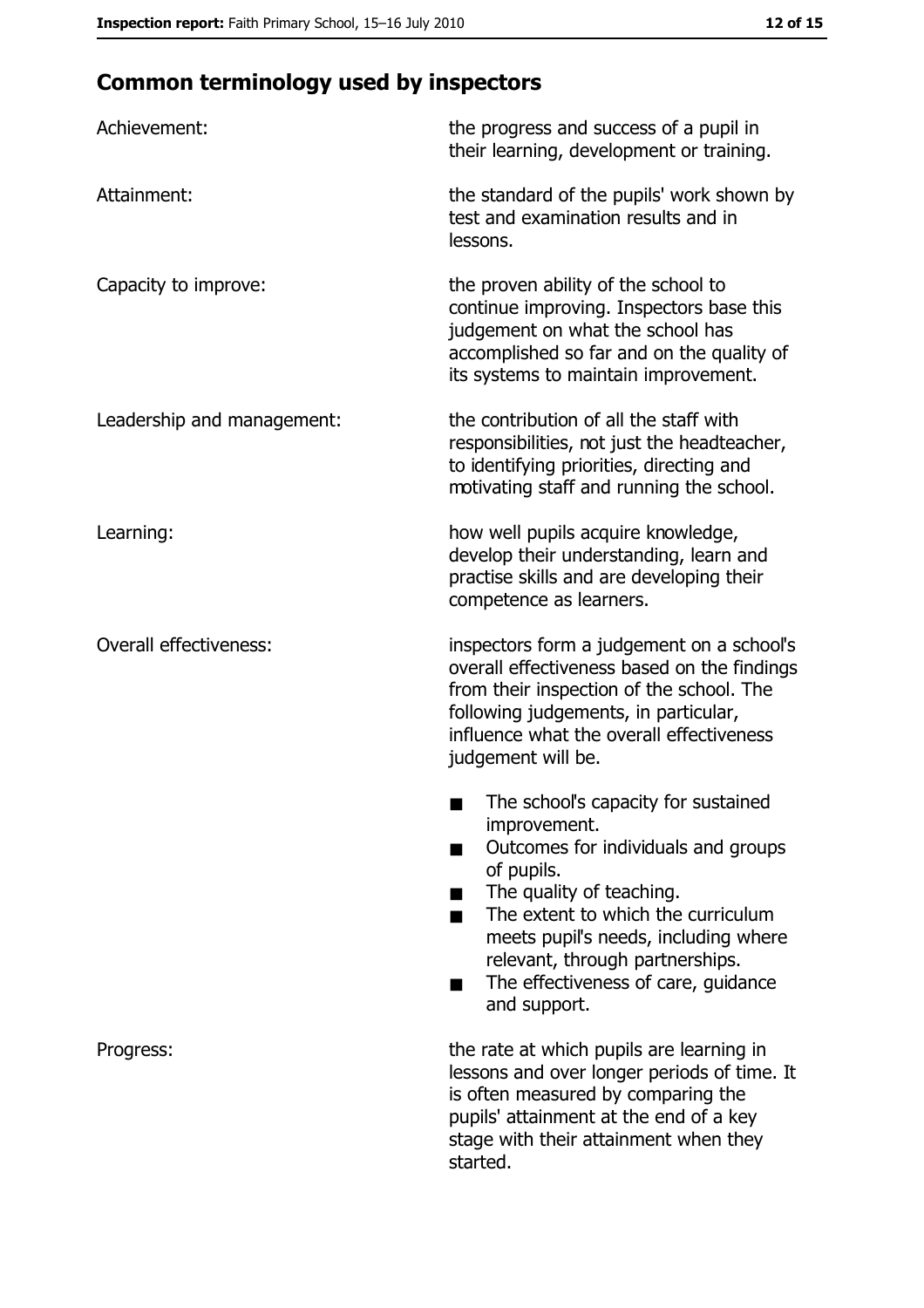## Common terminology used by inspectors

| | |
|---|---|
| Achievement: | the progress and success of a pupil in their learning, development or training. |
| Attainment: | the standard of the pupils' work shown by test and examination results and in lessons. |
| Capacity to improve: | the proven ability of the school to continue improving. Inspectors base this judgement on what the school has accomplished so far and on the quality of its systems to maintain improvement. |
| Leadership and management: | the contribution of all the staff with responsibilities, not just the headteacher, to identifying priorities, directing and motivating staff and running the school. |
| Learning: | how well pupils acquire knowledge, develop their understanding, learn and practise skills and are developing their competence as learners. |
| Overall effectiveness: | inspectors form a judgement on a school's overall effectiveness based on the findings from their inspection of the school. The following judgements, in particular, influence what the overall effectiveness judgement will be.<br>■ The school's capacity for sustained improvement.<br>■ Outcomes for individuals and groups of pupils.<br>■ The quality of teaching.<br>■ The extent to which the curriculum meets pupil's needs, including where relevant, through partnerships.<br>■ The effectiveness of care, guidance and support. |
| Progress: | the rate at which pupils are learning in lessons and over longer periods of time. It is often measured by comparing the pupils' attainment at the end of a key stage with their attainment when they started. |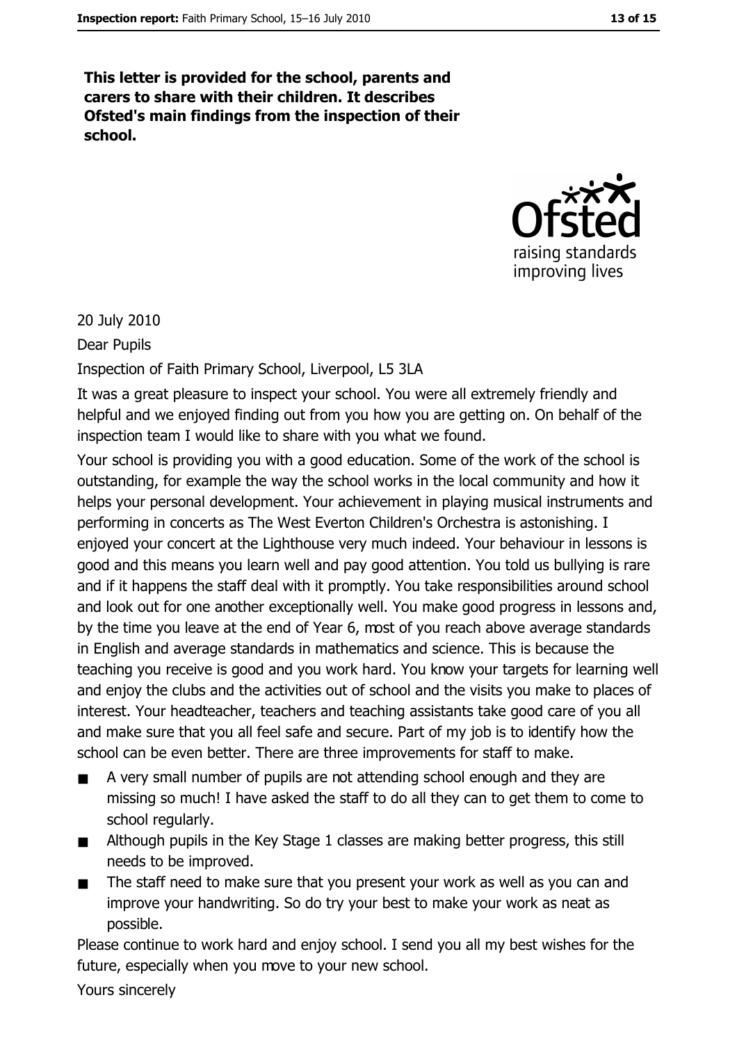**This letter is provided for the school, parents and carers to share with their children. It describes Ofsted's main findings from the inspection of their school.**

20 July 2010

Dear Pupils

Inspection of Faith Primary School, Liverpool, L5 3LA

It was a great pleasure to inspect your school. You were all extremely friendly and helpful and we enjoyed finding out from you how you are getting on. On behalf of the inspection team I would like to share with you what we found.

Your school is providing you with a good education. Some of the work of the school is outstanding, for example the way the school works in the local community and how it helps your personal development. Your achievement in playing musical instruments and performing in concerts as The West Everton Children's Orchestra is astonishing. I enjoyed your concert at the Lighthouse very much indeed. Your behaviour in lessons is good and this means you learn well and pay good attention. You told us bullying is rare and if it happens the staff deal with it promptly. You take responsibilities around school and look out for one another exceptionally well. You make good progress in lessons and, by the time you leave at the end of Year 6, most of you reach above average standards in English and average standards in mathematics and science. This is because the teaching you receive is good and you work hard. You know your targets for learning well and enjoy the clubs and the activities out of school and the visits you make to places of interest. Your headteacher, teachers and teaching assistants take good care of you all and make sure that you all feel safe and secure. Part of my job is to identify how the school can be even better. There are three improvements for staff to make.

- A very small number of pupils are not attending school enough and they are missing so much! I have asked the staff to do all they can to get them to come to school regularly.
- Although pupils in the Key Stage 1 classes are making better progress, this still needs to be improved.
- The staff need to make sure that you present your work as well as you can and improve your handwriting. So do try your best to make your work as neat as possible.

Please continue to work hard and enjoy school. I send you all my best wishes for the future, especially when you move to your new school.

Yours sincerely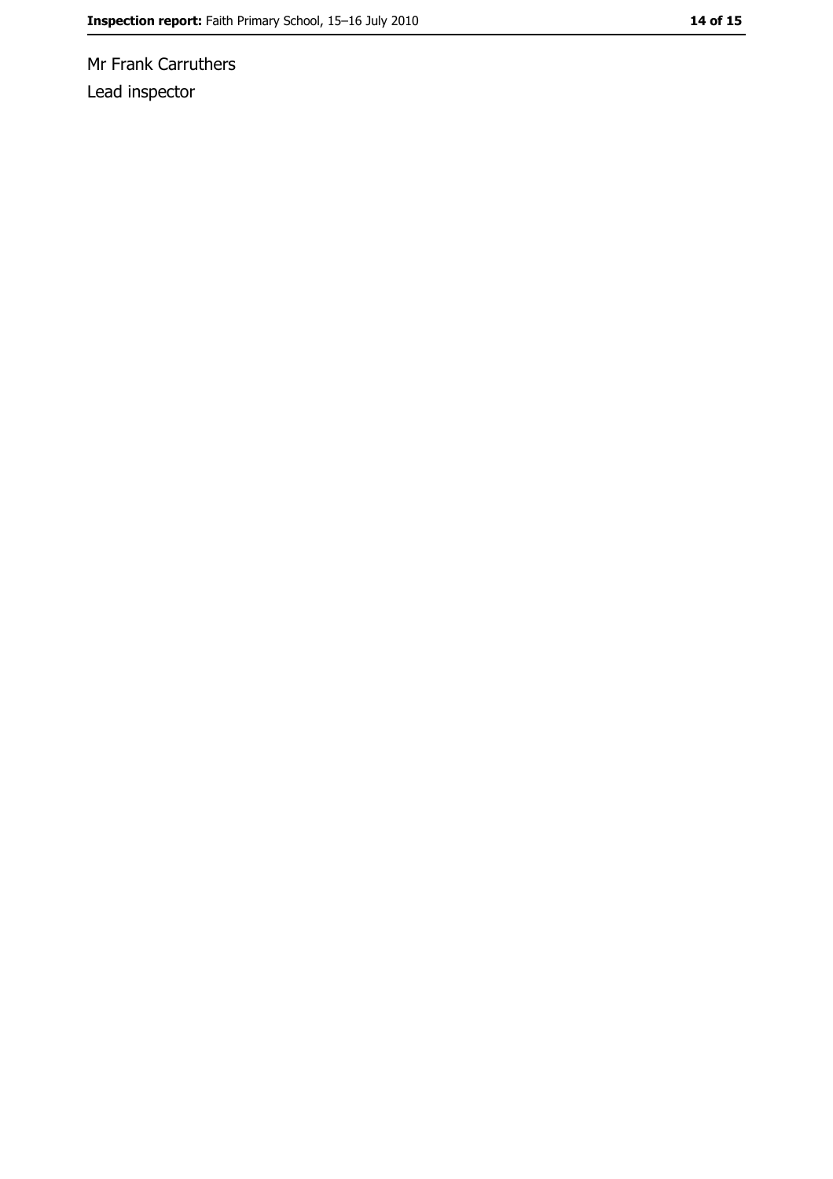Mr Frank Carruthers

Lead inspector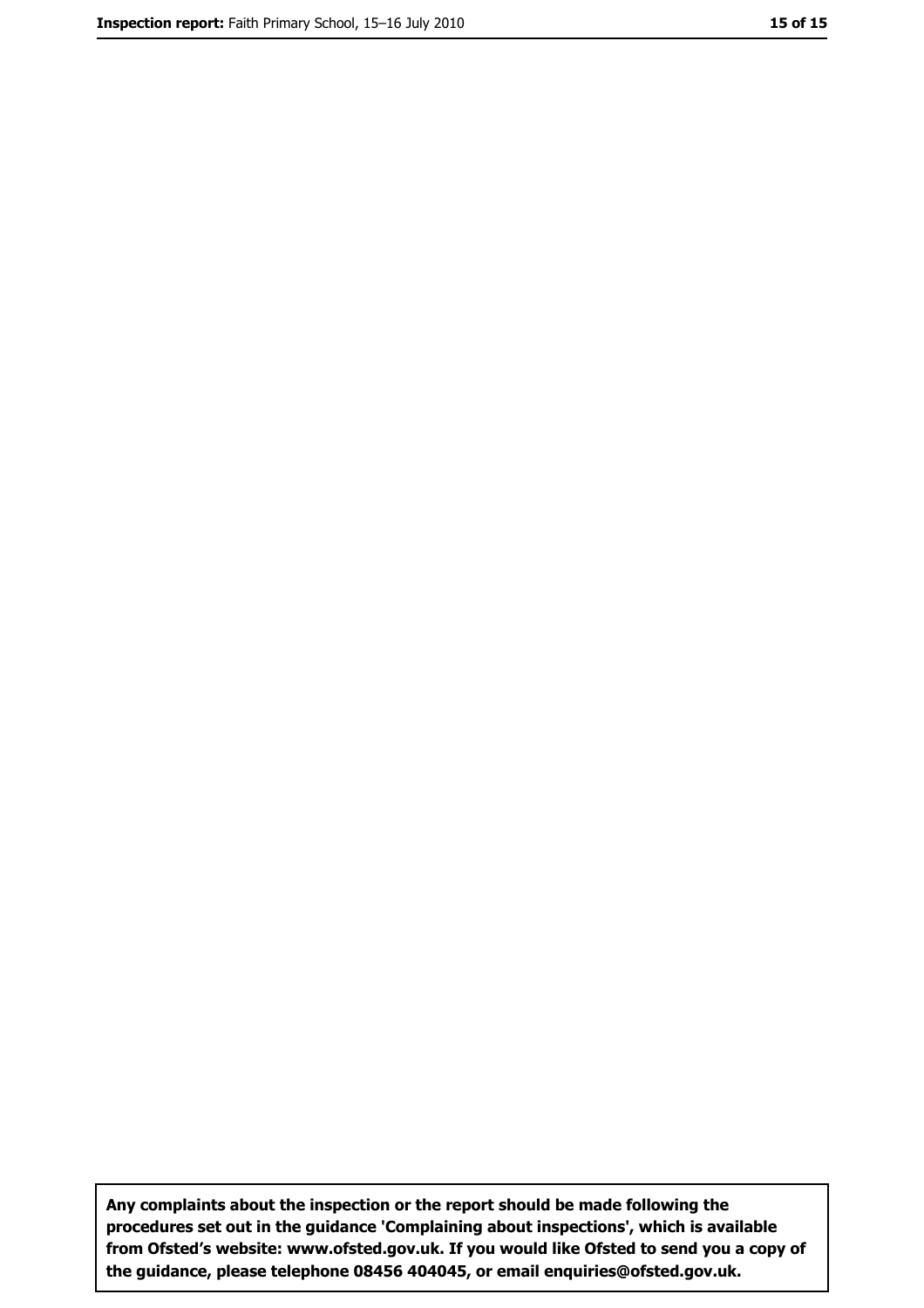**Any complaints about the inspection or the report should be made following the procedures set out in the guidance 'Complaining about inspections', which is available from Ofsted's website: www.ofsted.gov.uk. If you would like Ofsted to send you a copy of the guidance, please telephone 08456 404045, or email enquiries@ofsted.gov.uk.**